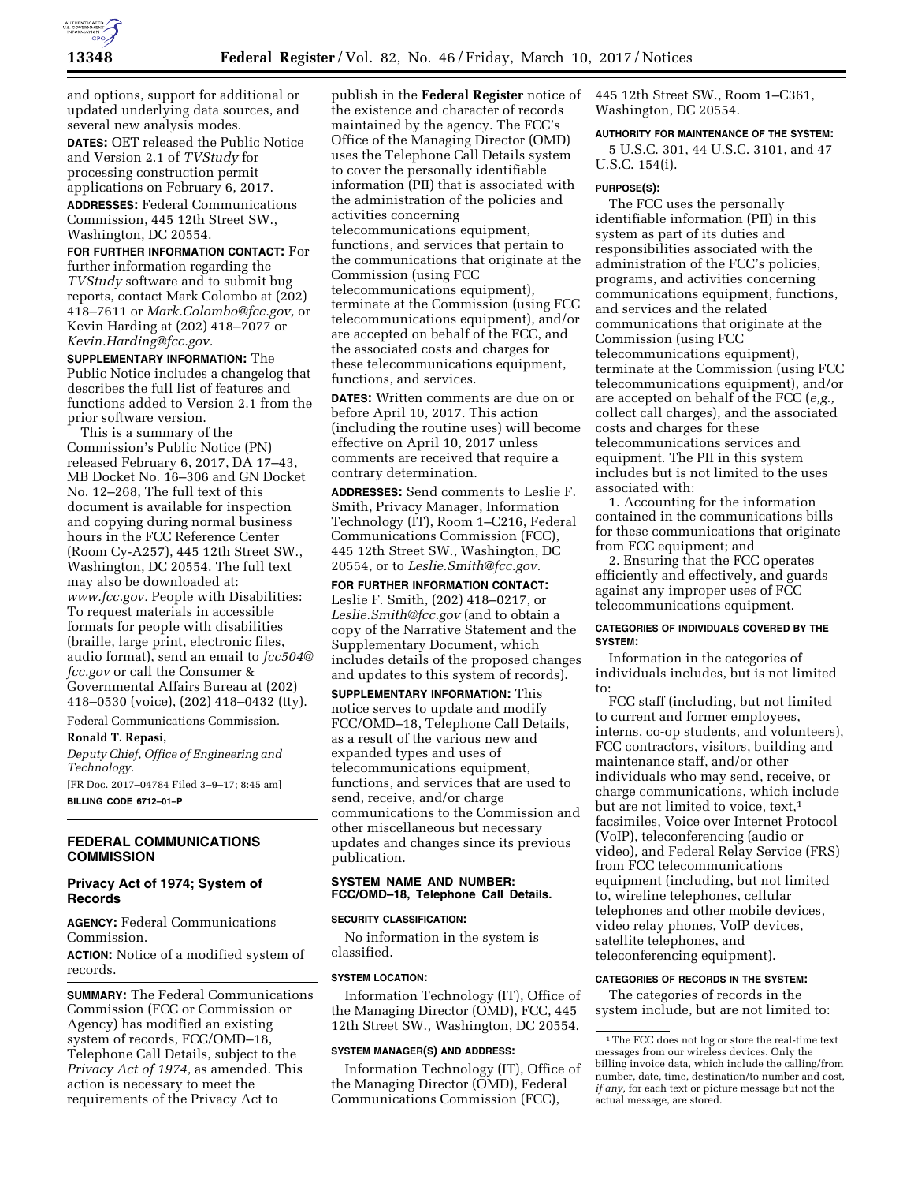and options, support for additional or updated underlying data sources, and several new analysis modes.

**DATES:** OET released the Public Notice and Version 2.1 of *TVStudy* for processing construction permit applications on February 6, 2017.

**ADDRESSES:** Federal Communications Commission, 445 12th Street SW., Washington, DC 20554.

**FOR FURTHER INFORMATION CONTACT:** For further information regarding the *TVStudy* software and to submit bug reports, contact Mark Colombo at (202) 418–7611 or *Mark.Colombo@fcc.gov,* or Kevin Harding at (202) 418–7077 or *Kevin.Harding@fcc.gov.*

**SUPPLEMENTARY INFORMATION:** The Public Notice includes a changelog that describes the full list of features and functions added to Version 2.1 from the prior software version.

This is a summary of the Commission's Public Notice (PN) released February 6, 2017, DA 17–43, MB Docket No. 16–306 and GN Docket No. 12–268, The full text of this document is available for inspection and copying during normal business hours in the FCC Reference Center (Room Cy-A257), 445 12th Street SW., Washington, DC 20554. The full text may also be downloaded at: *www.fcc.gov.* People with Disabilities: To request materials in accessible formats for people with disabilities (braille, large print, electronic files, audio format), send an email to *fcc504@fcc.gov* or call the Consumer & Governmental Affairs Bureau at (202) 418–0530 (voice), (202) 418–0432 (tty).

Federal Communications Commission.

**Ronald T. Repasi,**

*Deputy Chief, Office of Engineering and Technology.*

[FR Doc. 2017–04784 Filed 3–9–17; 8:45 am]

**BILLING CODE 6712–01–P**

## FEDERAL COMMUNICATIONS COMMISSION

### Privacy Act of 1974; System of Records

**AGENCY:** Federal Communications Commission.

**ACTION:** Notice of a modified system of records.

**SUMMARY:** The Federal Communications Commission (FCC or Commission or Agency) has modified an existing system of records, FCC/OMD–18, Telephone Call Details, subject to the *Privacy Act of 1974,* as amended. This action is necessary to meet the requirements of the Privacy Act to publish in the **Federal Register** notice of the existence and character of records maintained by the agency. The FCC's Office of the Managing Director (OMD) uses the Telephone Call Details system to cover the personally identifiable information (PII) that is associated with the administration of the policies and activities concerning telecommunications equipment, functions, and services that pertain to the communications that originate at the Commission (using FCC telecommunications equipment), terminate at the Commission (using FCC telecommunications equipment), and/or are accepted on behalf of the FCC, and the associated costs and charges for these telecommunications equipment, functions, and services.

**DATES:** Written comments are due on or before April 10, 2017. This action (including the routine uses) will become effective on April 10, 2017 unless comments are received that require a contrary determination.

**ADDRESSES:** Send comments to Leslie F. Smith, Privacy Manager, Information Technology (IT), Room 1–C216, Federal Communications Commission (FCC), 445 12th Street SW., Washington, DC 20554, or to *Leslie.Smith@fcc.gov.*

**FOR FURTHER INFORMATION CONTACT:** Leslie F. Smith, (202) 418–0217, or *Leslie.Smith@fcc.gov* (and to obtain a copy of the Narrative Statement and the Supplementary Document, which includes details of the proposed changes and updates to this system of records).

**SUPPLEMENTARY INFORMATION:** This notice serves to update and modify FCC/OMD–18, Telephone Call Details, as a result of the various new and expanded types and uses of telecommunications equipment, functions, and services that are used to send, receive, and/or charge communications to the Commission and other miscellaneous but necessary updates and changes since its previous publication.

#### SYSTEM NAME AND NUMBER: FCC/OMD–18, Telephone Call Details.

#### SECURITY CLASSIFICATION:

No information in the system is classified.

#### SYSTEM LOCATION:

Information Technology (IT), Office of the Managing Director (OMD), FCC, 445 12th Street SW., Washington, DC 20554.

#### SYSTEM MANAGER(S) AND ADDRESS:

Information Technology (IT), Office of the Managing Director (OMD), Federal Communications Commission (FCC), 445 12th Street SW., Room 1–C361, Washington, DC 20554.

#### AUTHORITY FOR MAINTENANCE OF THE SYSTEM:

5 U.S.C. 301, 44 U.S.C. 3101, and 47 U.S.C. 154(i).

#### PURPOSE(S):

The FCC uses the personally identifiable information (PII) in this system as part of its duties and responsibilities associated with the administration of the FCC's policies, programs, and activities concerning communications equipment, functions, and services and the related communications that originate at the Commission (using FCC telecommunications equipment), terminate at the Commission (using FCC telecommunications equipment), and/or are accepted on behalf of the FCC (*e.g.,* collect call charges), and the associated costs and charges for these telecommunications services and equipment. The PII in this system includes but is not limited to the uses associated with:

1. Accounting for the information contained in the communications bills for these communications that originate from FCC equipment; and

2. Ensuring that the FCC operates efficiently and effectively, and guards against any improper uses of FCC telecommunications equipment.

#### CATEGORIES OF INDIVIDUALS COVERED BY THE SYSTEM:

Information in the categories of individuals includes, but is not limited to:

FCC staff (including, but not limited to current and former employees, interns, co-op students, and volunteers), FCC contractors, visitors, building and maintenance staff, and/or other individuals who may send, receive, or charge communications, which include but are not limited to voice, text,[1] facsimiles, Voice over Internet Protocol (VoIP), teleconferencing (audio or video), and Federal Relay Service (FRS) from FCC telecommunications equipment (including, but not limited to, wireline telephones, cellular telephones and other mobile devices, video relay phones, VoIP devices, satellite telephones, and teleconferencing equipment).

#### CATEGORIES OF RECORDS IN THE SYSTEM:

The categories of records in the system include, but are not limited to:

[1] The FCC does not log or store the real-time text messages from our wireless devices. Only the billing invoice data, which include the calling/from number, date, time, destination/to number and cost, *if any,* for each text or picture message but not the actual message, are stored.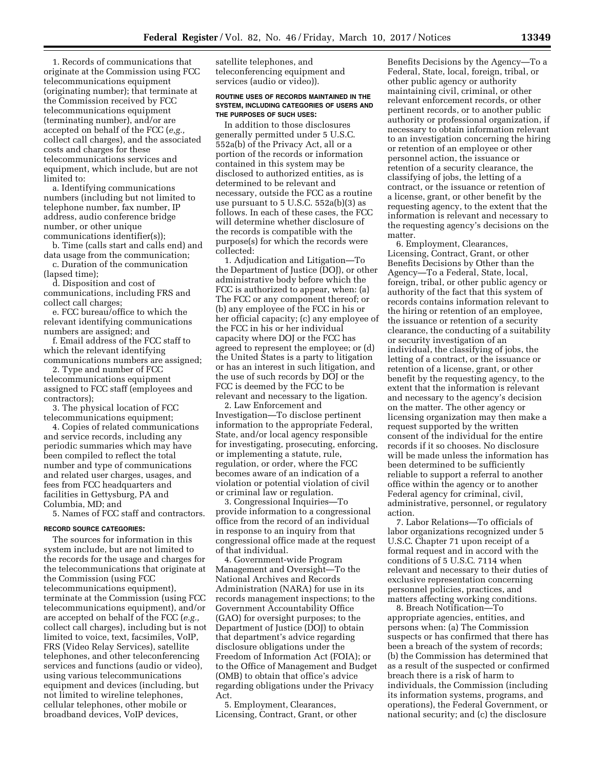1. Records of communications that originate at the Commission using FCC telecommunications equipment (originating number); that terminate at the Commission received by FCC telecommunications equipment (terminating number), and/or are accepted on behalf of the FCC (*e.g.,* collect call charges), and the associated costs and charges for these telecommunications services and equipment, which include, but are not limited to:

a. Identifying communications numbers (including but not limited to telephone number, fax number, IP address, audio conference bridge number, or other unique communications identifier(s));

b. Time (calls start and calls end) and data usage from the communication;

c. Duration of the communication (lapsed time);

d. Disposition and cost of communications, including FRS and collect call charges;

e. FCC bureau/office to which the relevant identifying communications numbers are assigned; and

f. Email address of the FCC staff to which the relevant identifying communications numbers are assigned;

2. Type and number of FCC telecommunications equipment assigned to FCC staff (employees and contractors);

3. The physical location of FCC telecommunications equipment;

4. Copies of related communications and service records, including any periodic summaries which may have been compiled to reflect the total number and type of communications and related user charges, usages, and fees from FCC headquarters and facilities in Gettysburg, PA and Columbia, MD; and

5. Names of FCC staff and contractors.

#### RECORD SOURCE CATEGORIES:

The sources for information in this system include, but are not limited to the records for the usage and charges for the telecommunications that originate at the Commission (using FCC telecommunications equipment), terminate at the Commission (using FCC telecommunications equipment), and/or are accepted on behalf of the FCC (*e.g.,* collect call charges), including but is not limited to voice, text, facsimiles, VoIP, FRS (Video Relay Services), satellite telephones, and other teleconferencing services and functions (audio or video), using various telecommunications equipment and devices (including, but not limited to wireline telephones, cellular telephones, other mobile or broadband devices, VoIP devices, satellite telephones, and teleconferencing equipment and services (audio or video)).

#### ROUTINE USES OF RECORDS MAINTAINED IN THE SYSTEM, INCLUDING CATEGORIES OF USERS AND THE PURPOSES OF SUCH USES:

In addition to those disclosures generally permitted under 5 U.S.C. 552a(b) of the Privacy Act, all or a portion of the records or information contained in this system may be disclosed to authorized entities, as is determined to be relevant and necessary, outside the FCC as a routine use pursuant to 5 U.S.C. 552a(b)(3) as follows. In each of these cases, the FCC will determine whether disclosure of the records is compatible with the purpose(s) for which the records were collected:

1. Adjudication and Litigation—To the Department of Justice (DOJ), or other administrative body before which the FCC is authorized to appear, when: (a) The FCC or any component thereof; or (b) any employee of the FCC in his or her official capacity; (c) any employee of the FCC in his or her individual capacity where DOJ or the FCC has agreed to represent the employee; or (d) the United States is a party to litigation or has an interest in such litigation, and the use of such records by DOJ or the FCC is deemed by the FCC to be relevant and necessary to the ligation.

2. Law Enforcement and Investigation—To disclose pertinent information to the appropriate Federal, State, and/or local agency responsible for investigating, prosecuting, enforcing, or implementing a statute, rule, regulation, or order, where the FCC becomes aware of an indication of a violation or potential violation of civil or criminal law or regulation.

3. Congressional Inquiries—To provide information to a congressional office from the record of an individual in response to an inquiry from that congressional office made at the request of that individual.

4. Government-wide Program Management and Oversight—To the National Archives and Records Administration (NARA) for use in its records management inspections; to the Government Accountability Office (GAO) for oversight purposes; to the Department of Justice (DOJ) to obtain that department's advice regarding disclosure obligations under the Freedom of Information Act (FOIA); or to the Office of Management and Budget (OMB) to obtain that office's advice regarding obligations under the Privacy Act.

5. Employment, Clearances, Licensing, Contract, Grant, or other Benefits Decisions by the Agency—To a Federal, State, local, foreign, tribal, or other public agency or authority maintaining civil, criminal, or other relevant enforcement records, or other pertinent records, or to another public authority or professional organization, if necessary to obtain information relevant to an investigation concerning the hiring or retention of an employee or other personnel action, the issuance or retention of a security clearance, the classifying of jobs, the letting of a contract, or the issuance or retention of a license, grant, or other benefit by the requesting agency, to the extent that the information is relevant and necessary to the requesting agency's decisions on the matter.

6. Employment, Clearances, Licensing, Contract, Grant, or other Benefits Decisions by Other than the Agency—To a Federal, State, local, foreign, tribal, or other public agency or authority of the fact that this system of records contains information relevant to the hiring or retention of an employee, the issuance or retention of a security clearance, the conducting of a suitability or security investigation of an individual, the classifying of jobs, the letting of a contract, or the issuance or retention of a license, grant, or other benefit by the requesting agency, to the extent that the information is relevant and necessary to the agency's decision on the matter. The other agency or licensing organization may then make a request supported by the written consent of the individual for the entire records if it so chooses. No disclosure will be made unless the information has been determined to be sufficiently reliable to support a referral to another office within the agency or to another Federal agency for criminal, civil, administrative, personnel, or regulatory action.

7. Labor Relations—To officials of labor organizations recognized under 5 U.S.C. Chapter 71 upon receipt of a formal request and in accord with the conditions of 5 U.S.C. 7114 when relevant and necessary to their duties of exclusive representation concerning personnel policies, practices, and matters affecting working conditions.

8. Breach Notification—To appropriate agencies, entities, and persons when: (a) The Commission suspects or has confirmed that there has been a breach of the system of records; (b) the Commission has determined that as a result of the suspected or confirmed breach there is a risk of harm to individuals, the Commission (including its information systems, programs, and operations), the Federal Government, or national security; and (c) the disclosure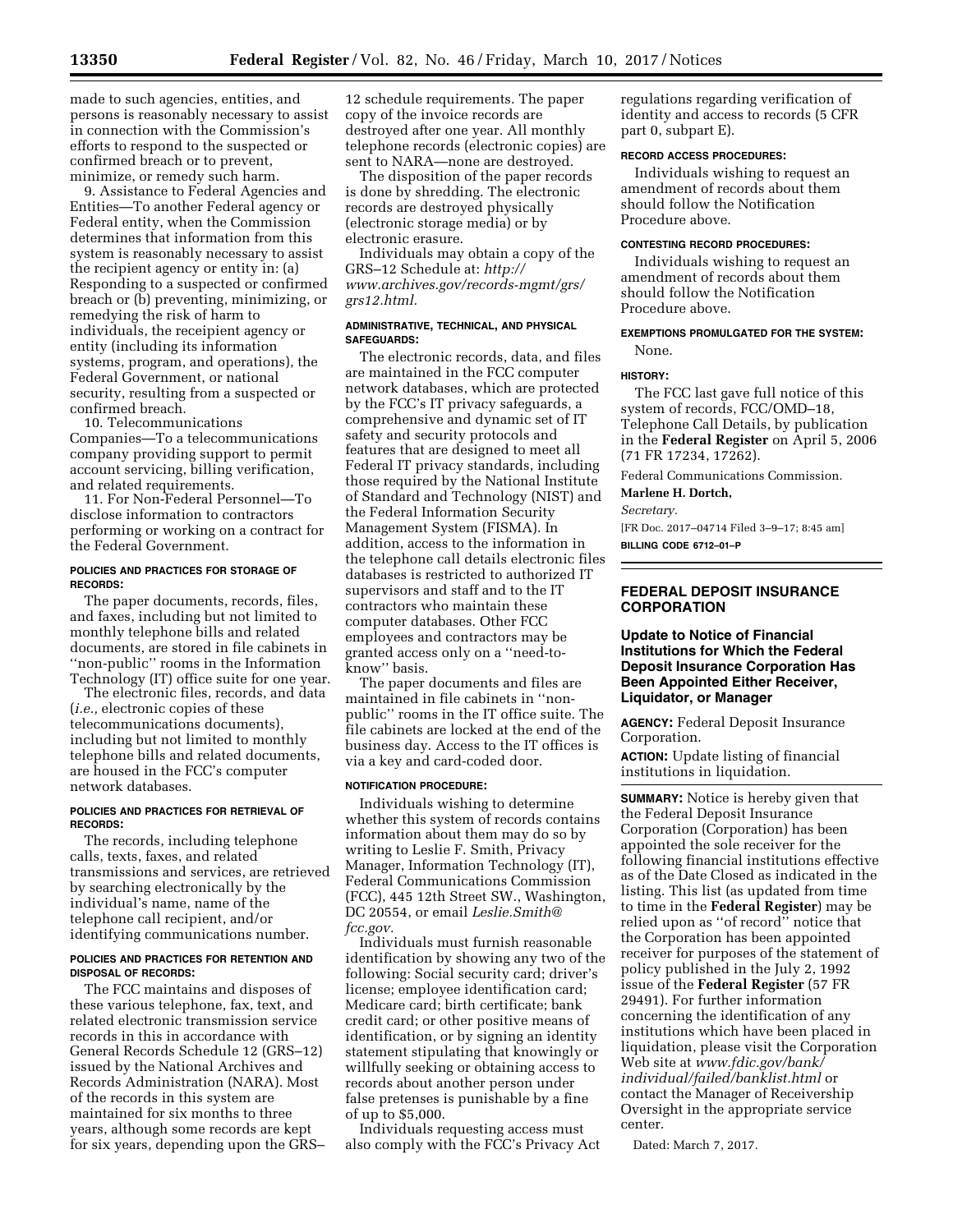made to such agencies, entities, and persons is reasonably necessary to assist in connection with the Commission's efforts to respond to the suspected or confirmed breach or to prevent, minimize, or remedy such harm.

9. Assistance to Federal Agencies and Entities—To another Federal agency or Federal entity, when the Commission determines that information from this system is reasonably necessary to assist the recipient agency or entity in: (a) Responding to a suspected or confirmed breach or (b) preventing, minimizing, or remedying the risk of harm to individuals, the receipient agency or entity (including its information systems, program, and operations), the Federal Government, or national security, resulting from a suspected or confirmed breach.

10. Telecommunications Companies—To a telecommunications company providing support to permit account servicing, billing verification, and related requirements.

11. For Non-Federal Personnel—To disclose information to contractors performing or working on a contract for the Federal Government.

**POLICIES AND PRACTICES FOR STORAGE OF RECORDS:**

The paper documents, records, files, and faxes, including but not limited to monthly telephone bills and related documents, are stored in file cabinets in ''non-public'' rooms in the Information Technology (IT) office suite for one year.

The electronic files, records, and data (*i.e.,* electronic copies of these telecommunications documents), including but not limited to monthly telephone bills and related documents, are housed in the FCC's computer network databases.

**POLICIES AND PRACTICES FOR RETRIEVAL OF RECORDS:**

The records, including telephone calls, texts, faxes, and related transmissions and services, are retrieved by searching electronically by the individual's name, name of the telephone call recipient, and/or identifying communications number.

**POLICIES AND PRACTICES FOR RETENTION AND DISPOSAL OF RECORDS:**

The FCC maintains and disposes of these various telephone, fax, text, and related electronic transmission service records in this in accordance with General Records Schedule 12 (GRS–12) issued by the National Archives and Records Administration (NARA). Most of the records in this system are maintained for six months to three years, although some records are kept for six years, depending upon the GRS–12 schedule requirements. The paper copy of the invoice records are destroyed after one year. All monthly telephone records (electronic copies) are sent to NARA—none are destroyed.

The disposition of the paper records is done by shredding. The electronic records are destroyed physically (electronic storage media) or by electronic erasure.

Individuals may obtain a copy of the GRS–12 Schedule at: *http://www.archives.gov/records-mgmt/grs/grs12.html.*

**ADMINISTRATIVE, TECHNICAL, AND PHYSICAL SAFEGUARDS:**

The electronic records, data, and files are maintained in the FCC computer network databases, which are protected by the FCC's IT privacy safeguards, a comprehensive and dynamic set of IT safety and security protocols and features that are designed to meet all Federal IT privacy standards, including those required by the National Institute of Standard and Technology (NIST) and the Federal Information Security Management System (FISMA). In addition, access to the information in the telephone call details electronic files databases is restricted to authorized IT supervisors and staff and to the IT contractors who maintain these computer databases. Other FCC employees and contractors may be granted access only on a ''need-to-know'' basis.

The paper documents and files are maintained in file cabinets in ''non-public'' rooms in the IT office suite. The file cabinets are locked at the end of the business day. Access to the IT offices is via a key and card-coded door.

**NOTIFICATION PROCEDURE:**

Individuals wishing to determine whether this system of records contains information about them may do so by writing to Leslie F. Smith, Privacy Manager, Information Technology (IT), Federal Communications Commission (FCC), 445 12th Street SW., Washington, DC 20554, or email *Leslie.Smith@fcc.gov.*

Individuals must furnish reasonable identification by showing any two of the following: Social security card; driver's license; employee identification card; Medicare card; birth certificate; bank credit card; or other positive means of identification, or by signing an identity statement stipulating that knowingly or willfully seeking or obtaining access to records about another person under false pretenses is punishable by a fine of up to $5,000.

Individuals requesting access must also comply with the FCC's Privacy Act regulations regarding verification of identity and access to records (5 CFR part 0, subpart E).

**RECORD ACCESS PROCEDURES:**

Individuals wishing to request an amendment of records about them should follow the Notification Procedure above.

**CONTESTING RECORD PROCEDURES:**

Individuals wishing to request an amendment of records about them should follow the Notification Procedure above.

**EXEMPTIONS PROMULGATED FOR THE SYSTEM:**

None.

**HISTORY:**

The FCC last gave full notice of this system of records, FCC/OMD–18, Telephone Call Details, by publication in the **Federal Register** on April 5, 2006 (71 FR 17234, 17262).

Federal Communications Commission.

**Marlene H. Dortch,**

*Secretary.*

[FR Doc. 2017–04714 Filed 3–9–17; 8:45 am]

**BILLING CODE 6712–01–P**

## FEDERAL DEPOSIT INSURANCE CORPORATION

### Update to Notice of Financial Institutions for Which the Federal Deposit Insurance Corporation Has Been Appointed Either Receiver, Liquidator, or Manager

**AGENCY:** Federal Deposit Insurance Corporation.

**ACTION:** Update listing of financial institutions in liquidation.

**SUMMARY:** Notice is hereby given that the Federal Deposit Insurance Corporation (Corporation) has been appointed the sole receiver for the following financial institutions effective as of the Date Closed as indicated in the listing. This list (as updated from time to time in the **Federal Register**) may be relied upon as ''of record'' notice that the Corporation has been appointed receiver for purposes of the statement of policy published in the July 2, 1992 issue of the **Federal Register** (57 FR 29491). For further information concerning the identification of any institutions which have been placed in liquidation, please visit the Corporation Web site at *www.fdic.gov/bank/individual/failed/banklist.html* or contact the Manager of Receivership Oversight in the appropriate service center.

Dated: March 7, 2017.